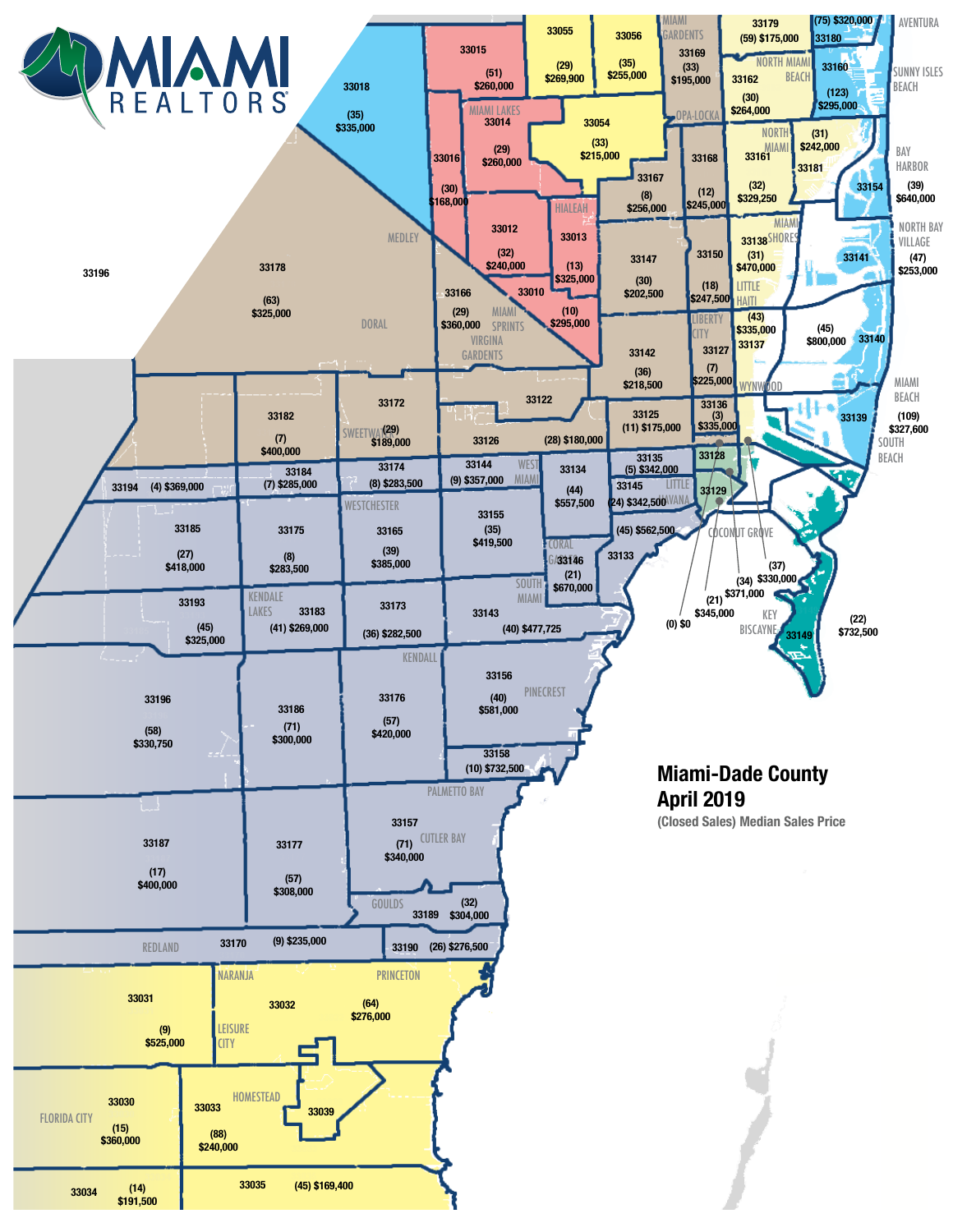MIAMI REALTORS

# Miami-Dade County April 2019

(Closed Sales) Median Sales Price

| Zip Code | Area | Closed Sales | Median Sales Price |
|---|---|---|---|
| 33015 | | (51) | $260,000 |
| 33055 | | (29) | $269,900 |
| 33056 | | (35) | $255,000 |
| 33169 | Miami Gardens | (33) | $195,000 |
| 33179 | | (59) | $175,000 |
| 33180 | Aventura | (75) | $320,000 |
| 33018 | | (35) | $335,000 |
| 33014 | Miami Lakes | (29) | $260,000 |
| 33054 | Opa-Locka | (33) | $215,000 |
| 33162 | North Miami Beach | (30) | $264,000 |
| 33160 | Sunny Isles Beach | (123) | $295,000 |
| 33016 | | (30) | $168,000 |
| 33167 | | (8) | $256,000 |
| 33168 | | (12) | $245,000 |
| 33161 | North Miami | (32) | $329,250 |
| 33181 | | (31) | $242,000 |
| 33154 | Bay Harbor | (39) | $640,000 |
| 33012 | Hialeah | (32) | $240,000 |
| 33013 | | (13) | $325,000 |
| 33147 | | (30) | $202,500 |
| 33150 | | (18) | $247,500 |
| 33138 | Miami Shores | (31) | $470,000 |
| 33141 | North Bay Village | (47) | $253,000 |
| 33178 | Medley / Doral | (63) | $325,000 |
| 33166 | Miami Springs / Virginia Gardens | (29) | $360,000 |
| 33010 | | (10) | $295,000 |
| 33127 | Little Haiti / Liberty City | (7) | $225,000 |
| 33137 | | (43) | $335,000 |
| 33140 | | (45) | $800,000 |
| 33142 | | (36) | $218,500 |
| 33139 | Miami Beach / South Beach | (109) | $327,600 |
| 33182 | | (7) | $400,000 |
| 33172 | Sweetwater | (29) | $189,000 |
| 33122 | | | |
| 33125 | | (11) | $175,000 |
| 33136 | Wynwood | (3) | $335,000 |
| 33126 | | (28) | $180,000 |
| 33128 | | (0) | $0 |
| 33194 | | (4) | $369,000 |
| 33184 | | (7) | $285,000 |
| 33174 | | (8) | $283,500 |
| 33144 | West Miami | (9) | $357,000 |
| 33134 | | (44) | $557,500 |
| 33135 | | (5) | $342,000 |
| 33145 | Little Havana | (24) | $342,500 |
| 33129 | | (21) | $345,000 |
| 33130 | | (34) | $371,000 |
| 33131 | | (37) | $330,000 |
| 33185 | | (27) | $418,000 |
| 33175 | Westchester | (8) | $283,500 |
| 33165 | | (39) | $385,000 |
| 33155 | | (35) | $419,500 |
| 33133 | Coconut Grove | (45) | $562,500 |
| 33146 | Coral Gables | (21) | $670,000 |
| 33149 | Key Biscayne | (22) | $732,500 |
| 33193 | | (45) | $325,000 |
| 33183 | Kendale Lakes | (41) | $269,000 |
| 33173 | | (36) | $282,500 |
| 33143 | South Miami | (40) | $477,725 |
| 33196 | | (58) | $330,750 |
| 33186 | | (71) | $300,000 |
| 33176 | Kendall | (57) | $420,000 |
| 33156 | Pinecrest | (40) | $581,000 |
| 33158 | | (10) | $732,500 |
| 33187 | | (17) | $400,000 |
| 33177 | | (57) | $308,000 |
| 33157 | Palmetto Bay / Cutler Bay | (71) | $340,000 |
| 33189 | Goulds | (32) | $304,000 |
| 33170 | Redland | (9) | $235,000 |
| 33190 | | (26) | $276,500 |
| 33031 | | (9) | $525,000 |
| 33032 | Naranja / Princeton / Leisure City | (64) | $276,000 |
| 33030 | Florida City | (15) | $360,000 |
| 33033 | Homestead | (88) | $240,000 |
| 33039 | | | |
| 33034 | | (14) | $191,500 |
| 33035 | | (45) | $169,400 |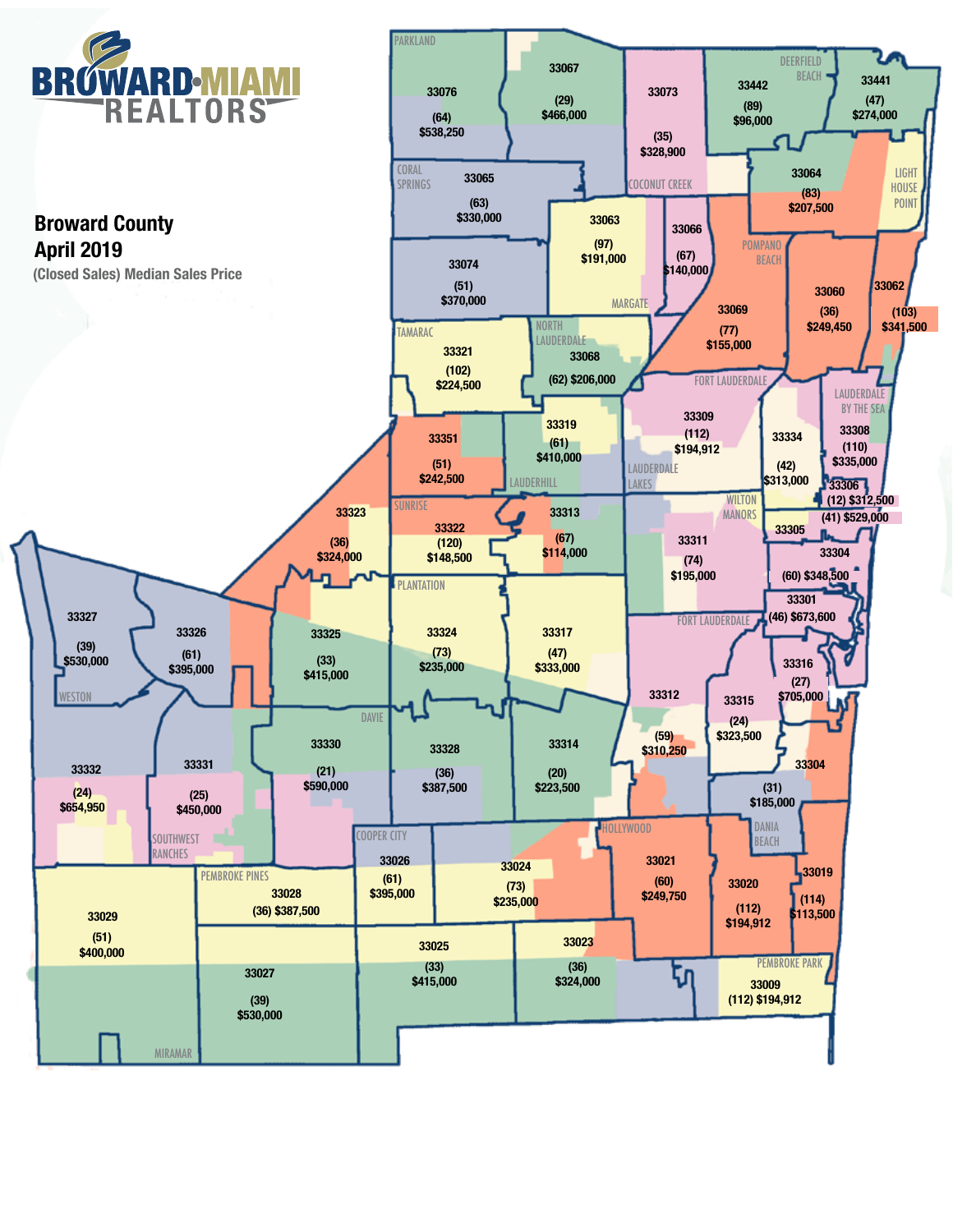**BROWARD·MIAMI REALTORS**

## Broward County
## April 2019
(Closed Sales) Median Sales Price

| ZIP Code | Area | Closed Sales | Median Sales Price |
|---|---|---|---|
| 33076 | Parkland | 64 | $538,250 |
| 33067 | | 29 | $466,000 |
| 33073 | Coconut Creek | 35 | $328,900 |
| 33442 | Deerfield Beach | 89 | $96,000 |
| 33441 | | 47 | $274,000 |
| 33065 | Coral Springs | 63 | $330,000 |
| 33064 | Lighthouse Point | 83 | $207,500 |
| 33063 | Margate | 97 | $191,000 |
| 33066 | | 67 | $140,000 |
| 33074 | | 51 | $370,000 |
| 33069 | Pompano Beach | 77 | $155,000 |
| 33060 | | 36 | $249,450 |
| 33062 | | 103 | $341,500 |
| 33321 | Tamarac | 102 | $224,500 |
| 33068 | North Lauderdale | 62 | $206,000 |
| 33309 | Fort Lauderdale | 112 | $194,912 |
| 33334 | | 42 | $313,000 |
| 33308 | Lauderdale by the Sea | 110 | $335,000 |
| 33319 | | 61 | $410,000 |
| 33351 | | 51 | $242,500 |
| 33306 | | 12 | $312,500 |
| 33305 | | 41 | $529,000 |
| 33323 | | 36 | $324,000 |
| 33322 | Sunrise | 120 | $148,500 |
| 33313 | Lauderhill | 67 | $114,000 |
| 33311 | Wilton Manors / Lauderdale Lakes | 74 | $195,000 |
| 33304 | | 60 | $348,500 |
| 33301 | | 46 | $673,600 |
| 33327 | Weston | 39 | $530,000 |
| 33326 | | 61 | $395,000 |
| 33325 | | 33 | $415,000 |
| 33324 | Plantation | 73 | $235,000 |
| 33317 | | 47 | $333,000 |
| 33316 | | 27 | $705,000 |
| 33312 | Fort Lauderdale | 59 | $310,250 |
| 33315 | | 24 | $323,500 |
| 33330 | Davie | 21 | $590,000 |
| 33328 | | 36 | $387,500 |
| 33314 | | 20 | $223,500 |
| 33304 | | 31 | $185,000 |
| 33332 | | 24 | $654,950 |
| 33331 | Southwest Ranches | 25 | $450,000 |
| 33026 | Cooper City | 61 | $395,000 |
| 33024 | | 73 | $235,000 |
| 33021 | Hollywood | 60 | $249,750 |
| 33020 | | 112 | $194,912 |
| 33019 | Dania Beach | 114 | $113,500 |
| 33029 | | 51 | $400,000 |
| 33028 | Pembroke Pines | 36 | $387,500 |
| 33027 | Miramar | 39 | $530,000 |
| 33025 | | 33 | $415,000 |
| 33023 | | 36 | $324,000 |
| 33009 | Pembroke Park | 112 | $194,912 |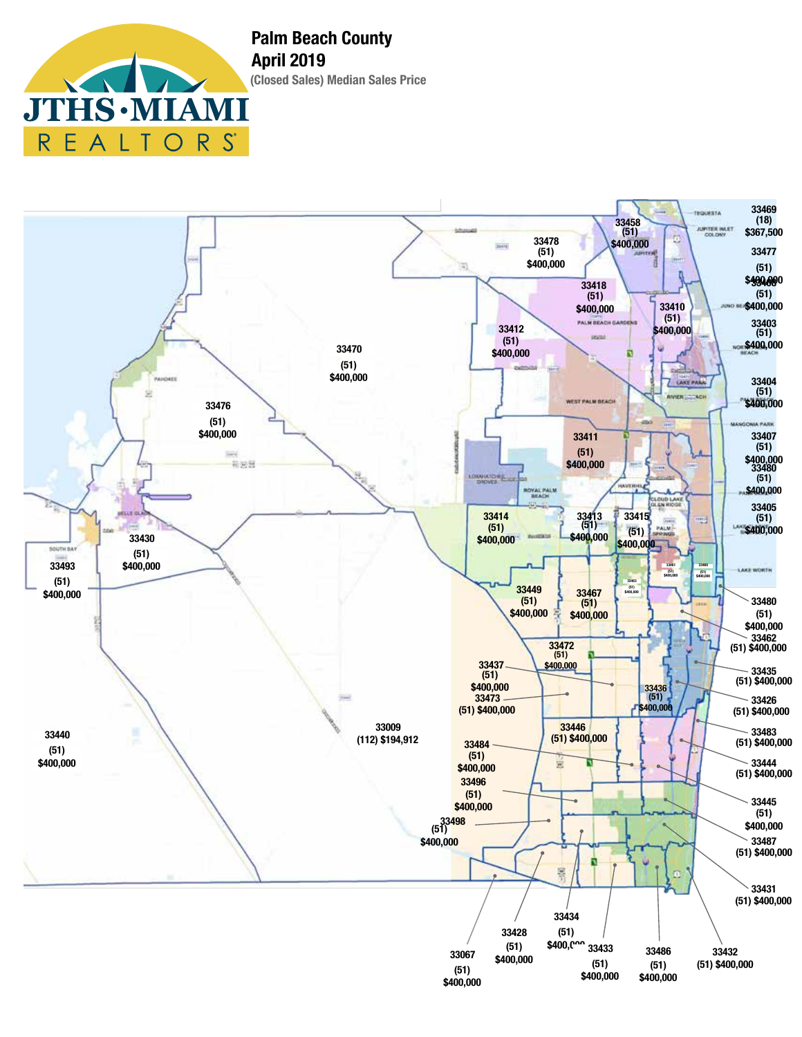# Palm Beach County

## April 2019

### (Closed Sales) Median Sales Price

| Zip Code | Count | Median Sales Price |
|---|---|---|
| 33469 | (18) | $367,500 |
| 33477 | (51) | $400,000 |
| 33408 | (51) | $400,000 |
| 33403 | (51) | $400,000 |
| 33404 | (51) | $400,000 |
| 33407 | (51) | $400,000 |
| 33480 | (51) | $400,000 |
| 33405 | (51) | $400,000 |
| 33458 | (51) | $400,000 |
| 33478 | (51) | $400,000 |
| 33418 | (51) | $400,000 |
| 33410 | (51) | $400,000 |
| 33412 | (51) | $400,000 |
| 33470 | (51) | $400,000 |
| 33476 | (51) | $400,000 |
| 33411 | (51) | $400,000 |
| 33414 | (51) | $400,000 |
| 33413 | (51) | $400,000 |
| 33415 | (51) | $400,000 |
| 33430 | (51) | $400,000 |
| 33493 | (51) | $400,000 |
| 33461 | (51) | $400,000 |
| 33460 | (51) | $400,000 |
| 33463 | (51) | $400,000 |
| 33449 | (51) | $400,000 |
| 33467 | (51) | $400,000 |
| 33480 | (51) | $400,000 |
| 33462 | (51) | $400,000 |
| 33472 | (51) | $400,000 |
| 33437 | (51) | $400,000 |
| 33473 | (51) | $400,000 |
| 33436 | (51) | $400,000 |
| 33435 | (51) | $400,000 |
| 33426 | (51) | $400,000 |
| 33440 | (51) | $400,000 |
| 33009 | (112) | $194,912 |
| 33446 | (51) | $400,000 |
| 33483 | (51) | $400,000 |
| 33484 | (51) | $400,000 |
| 33444 | (51) | $400,000 |
| 33496 | (51) | $400,000 |
| 33445 | (51) | $400,000 |
| 33498 | (51) | $400,000 |
| 33487 | (51) | $400,000 |
| 33431 | (51) | $400,000 |
| 33434 | (51) | $400,000 |
| 33428 | (51) | $400,000 |
| 33433 | (51) | $400,000 |
| 33486 | (51) | $400,000 |
| 33432 | (51) | $400,000 |
| 33067 | (51) | $400,000 |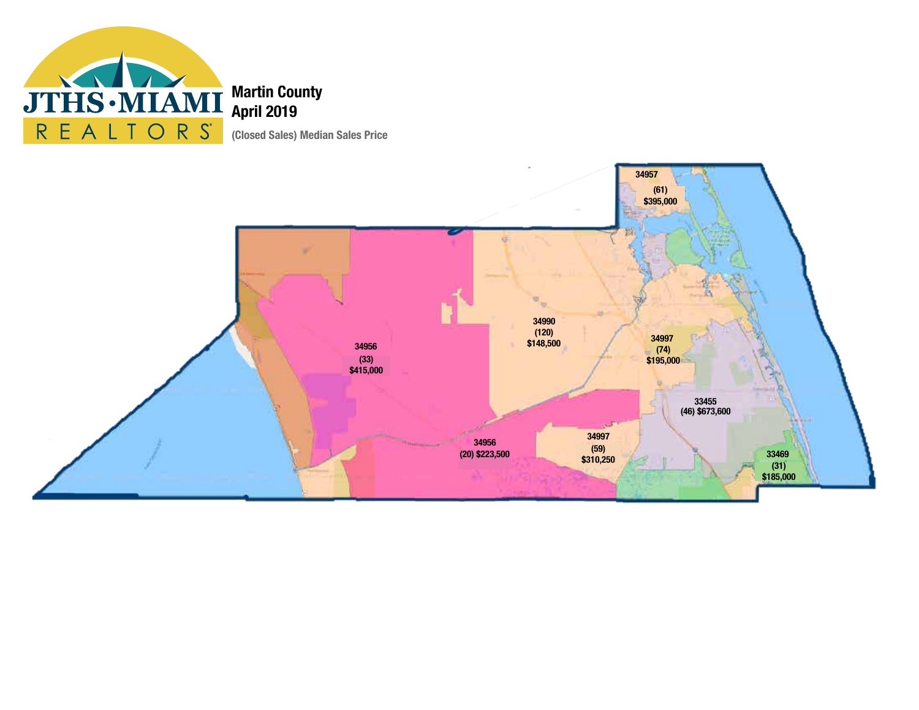JTHS·MIAMI REALTORS

## Martin County
## April 2019

(Closed Sales) Median Sales Price

34957
(61)
$395,000

34990
(120)
$148,500

34997
(74)
$195,000

34956
(33)
$415,000

33455
(46) $673,600

34956
(20) $223,500

34997
(59)
$310,250

33469
(31)
$185,000